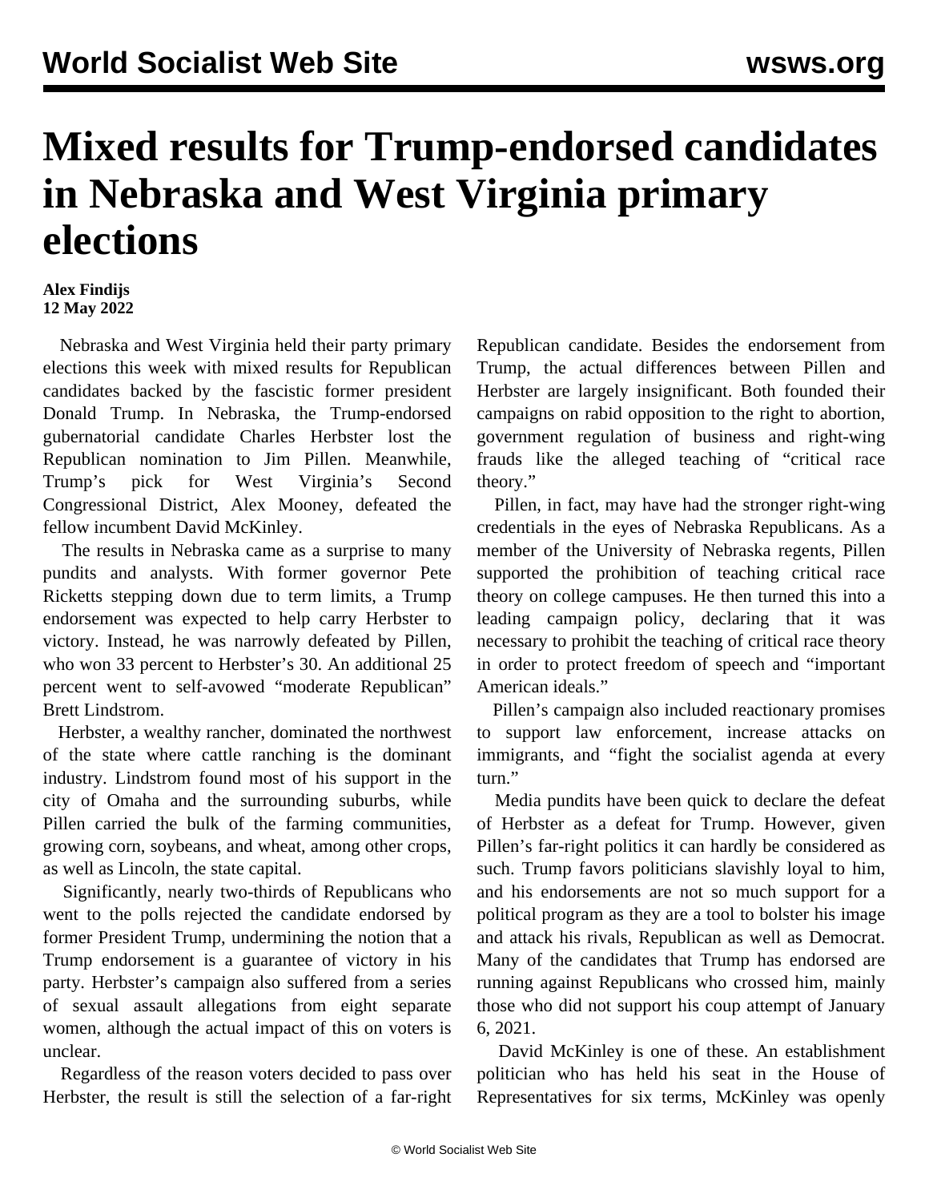# Mixed results for Trump-endorsed candidates in Nebraska and West Virginia primary elections

**Alex Findijs**
**12 May 2022**

Nebraska and West Virginia held their party primary elections this week with mixed results for Republican candidates backed by the fascistic former president Donald Trump. In Nebraska, the Trump-endorsed gubernatorial candidate Charles Herbster lost the Republican nomination to Jim Pillen. Meanwhile, Trump's pick for West Virginia's Second Congressional District, Alex Mooney, defeated the fellow incumbent David McKinley.

The results in Nebraska came as a surprise to many pundits and analysts. With former governor Pete Ricketts stepping down due to term limits, a Trump endorsement was expected to help carry Herbster to victory. Instead, he was narrowly defeated by Pillen, who won 33 percent to Herbster's 30. An additional 25 percent went to self-avowed "moderate Republican" Brett Lindstrom.

Herbster, a wealthy rancher, dominated the northwest of the state where cattle ranching is the dominant industry. Lindstrom found most of his support in the city of Omaha and the surrounding suburbs, while Pillen carried the bulk of the farming communities, growing corn, soybeans, and wheat, among other crops, as well as Lincoln, the state capital.

Significantly, nearly two-thirds of Republicans who went to the polls rejected the candidate endorsed by former President Trump, undermining the notion that a Trump endorsement is a guarantee of victory in his party. Herbster's campaign also suffered from a series of sexual assault allegations from eight separate women, although the actual impact of this on voters is unclear.

Regardless of the reason voters decided to pass over Herbster, the result is still the selection of a far-right Republican candidate. Besides the endorsement from Trump, the actual differences between Pillen and Herbster are largely insignificant. Both founded their campaigns on rabid opposition to the right to abortion, government regulation of business and right-wing frauds like the alleged teaching of "critical race theory."

Pillen, in fact, may have had the stronger right-wing credentials in the eyes of Nebraska Republicans. As a member of the University of Nebraska regents, Pillen supported the prohibition of teaching critical race theory on college campuses. He then turned this into a leading campaign policy, declaring that it was necessary to prohibit the teaching of critical race theory in order to protect freedom of speech and "important American ideals."

Pillen's campaign also included reactionary promises to support law enforcement, increase attacks on immigrants, and "fight the socialist agenda at every turn."

Media pundits have been quick to declare the defeat of Herbster as a defeat for Trump. However, given Pillen's far-right politics it can hardly be considered as such. Trump favors politicians slavishly loyal to him, and his endorsements are not so much support for a political program as they are a tool to bolster his image and attack his rivals, Republican as well as Democrat. Many of the candidates that Trump has endorsed are running against Republicans who crossed him, mainly those who did not support his coup attempt of January 6, 2021.

David McKinley is one of these. An establishment politician who has held his seat in the House of Representatives for six terms, McKinley was openly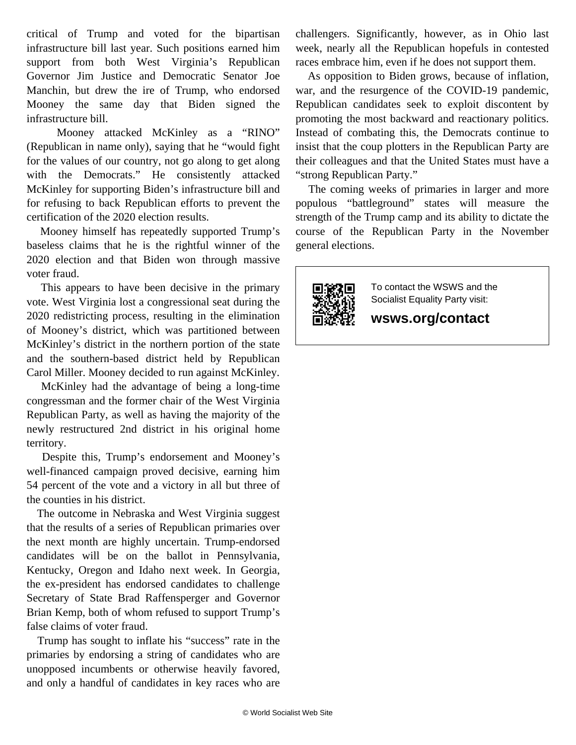critical of Trump and voted for the bipartisan infrastructure bill last year. Such positions earned him support from both West Virginia's Republican Governor Jim Justice and Democratic Senator Joe Manchin, but drew the ire of Trump, who endorsed Mooney the same day that Biden signed the infrastructure bill.

Mooney attacked McKinley as a "RINO" (Republican in name only), saying that he "would fight for the values of our country, not go along to get along with the Democrats." He consistently attacked McKinley for supporting Biden's infrastructure bill and for refusing to back Republican efforts to prevent the certification of the 2020 election results.

Mooney himself has repeatedly supported Trump's baseless claims that he is the rightful winner of the 2020 election and that Biden won through massive voter fraud.

This appears to have been decisive in the primary vote. West Virginia lost a congressional seat during the 2020 redistricting process, resulting in the elimination of Mooney's district, which was partitioned between McKinley's district in the northern portion of the state and the southern-based district held by Republican Carol Miller. Mooney decided to run against McKinley.

McKinley had the advantage of being a long-time congressman and the former chair of the West Virginia Republican Party, as well as having the majority of the newly restructured 2nd district in his original home territory.

Despite this, Trump's endorsement and Mooney's well-financed campaign proved decisive, earning him 54 percent of the vote and a victory in all but three of the counties in his district.

The outcome in Nebraska and West Virginia suggest that the results of a series of Republican primaries over the next month are highly uncertain. Trump-endorsed candidates will be on the ballot in Pennsylvania, Kentucky, Oregon and Idaho next week. In Georgia, the ex-president has endorsed candidates to challenge Secretary of State Brad Raffensperger and Governor Brian Kemp, both of whom refused to support Trump's false claims of voter fraud.

Trump has sought to inflate his "success" rate in the primaries by endorsing a string of candidates who are unopposed incumbents or otherwise heavily favored, and only a handful of candidates in key races who are challengers. Significantly, however, as in Ohio last week, nearly all the Republican hopefuls in contested races embrace him, even if he does not support them.

As opposition to Biden grows, because of inflation, war, and the resurgence of the COVID-19 pandemic, Republican candidates seek to exploit discontent by promoting the most backward and reactionary politics. Instead of combating this, the Democrats continue to insist that the coup plotters in the Republican Party are their colleagues and that the United States must have a "strong Republican Party."

The coming weeks of primaries in larger and more populous "battleground" states will measure the strength of the Trump camp and its ability to dictate the course of the Republican Party in the November general elections.

To contact the WSWS and the Socialist Equality Party visit:

**wsws.org/contact**